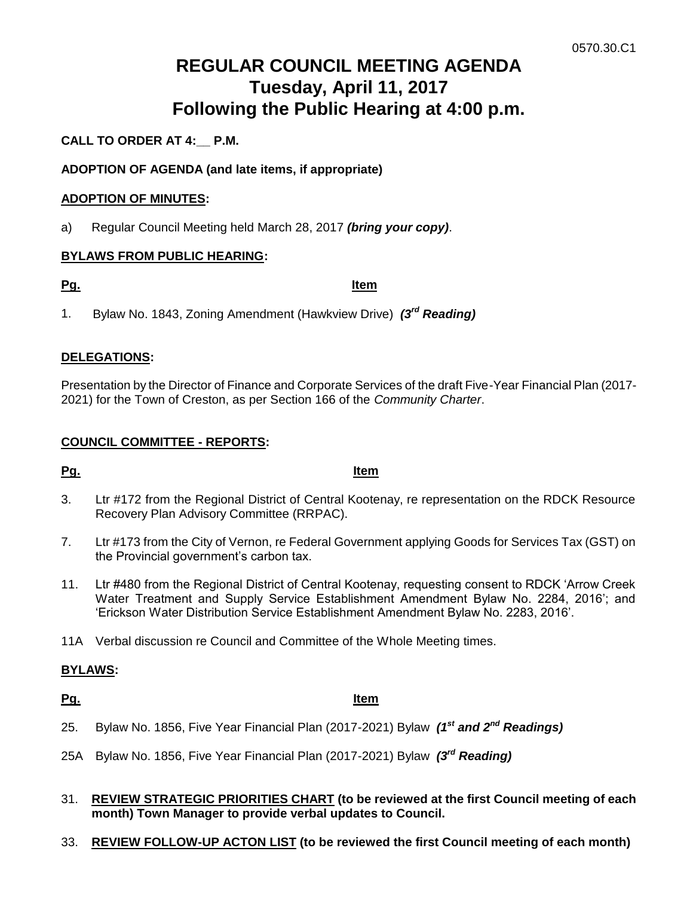0570.30.C1

# REGULAR COUNCIL MEETING AGENDA
# Tuesday, April 11, 2017
# Following the Public Hearing at 4:00 p.m.

**CALL TO ORDER AT 4:__ P.M.**

**ADOPTION OF AGENDA (and late items, if appropriate)**

**ADOPTION OF MINUTES:**

a) Regular Council Meeting held March 28, 2017 ***(bring your copy)***.

**BYLAWS FROM PUBLIC HEARING:**

| Pg. | Item |
|---|---|
| 1. | Bylaw No. 1843, Zoning Amendment (Hawkview Drive) ***(3rd Reading)*** |

**DELEGATIONS:**

Presentation by the Director of Finance and Corporate Services of the draft Five-Year Financial Plan (2017-2021) for the Town of Creston, as per Section 166 of the *Community Charter*.

**COUNCIL COMMITTEE - REPORTS:**

| Pg. | Item |
|---|---|
| 3. | Ltr #172 from the Regional District of Central Kootenay, re representation on the RDCK Resource Recovery Plan Advisory Committee (RRPAC). |
| 7. | Ltr #173 from the City of Vernon, re Federal Government applying Goods for Services Tax (GST) on the Provincial government's carbon tax. |
| 11. | Ltr #480 from the Regional District of Central Kootenay, requesting consent to RDCK 'Arrow Creek Water Treatment and Supply Service Establishment Amendment Bylaw No. 2284, 2016'; and 'Erickson Water Distribution Service Establishment Amendment Bylaw No. 2283, 2016'. |
| 11A | Verbal discussion re Council and Committee of the Whole Meeting times. |

**BYLAWS:**

| Pg. | Item |
|---|---|
| 25. | Bylaw No. 1856, Five Year Financial Plan (2017-2021) Bylaw ***(1st and 2nd Readings)*** |
| 25A | Bylaw No. 1856, Five Year Financial Plan (2017-2021) Bylaw ***(3rd Reading)*** |

31. **REVIEW STRATEGIC PRIORITIES CHART (to be reviewed at the first Council meeting of each month) Town Manager to provide verbal updates to Council.**

33. **REVIEW FOLLOW-UP ACTON LIST (to be reviewed the first Council meeting of each month)**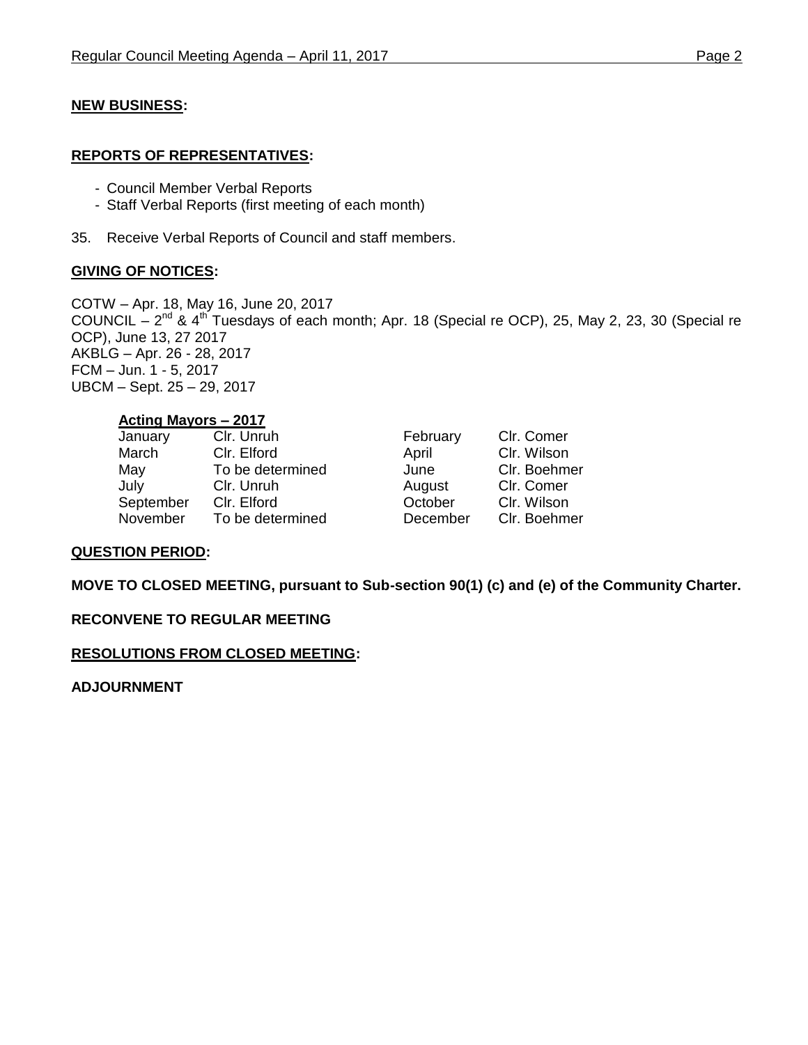**NEW BUSINESS:**

**REPORTS OF REPRESENTATIVES:**

- Council Member Verbal Reports
- Staff Verbal Reports (first meeting of each month)

35. Receive Verbal Reports of Council and staff members.

**GIVING OF NOTICES:**

COTW – Apr. 18, May 16, June 20, 2017
COUNCIL – 2nd & 4th Tuesdays of each month; Apr. 18 (Special re OCP), 25, May 2, 23, 30 (Special re OCP), June 13, 27 2017
AKBLG – Apr. 26 - 28, 2017
FCM – Jun. 1 - 5, 2017
UBCM – Sept. 25 – 29, 2017

**Acting Mayors – 2017**

| | | | |
|---|---|---|---|
| January | Clr. Unruh | February | Clr. Comer |
| March | Clr. Elford | April | Clr. Wilson |
| May | To be determined | June | Clr. Boehmer |
| July | Clr. Unruh | August | Clr. Comer |
| September | Clr. Elford | October | Clr. Wilson |
| November | To be determined | December | Clr. Boehmer |

**QUESTION PERIOD:**

**MOVE TO CLOSED MEETING, pursuant to Sub-section 90(1) (c) and (e) of the Community Charter.**

**RECONVENE TO REGULAR MEETING**

**RESOLUTIONS FROM CLOSED MEETING:**

**ADJOURNMENT**